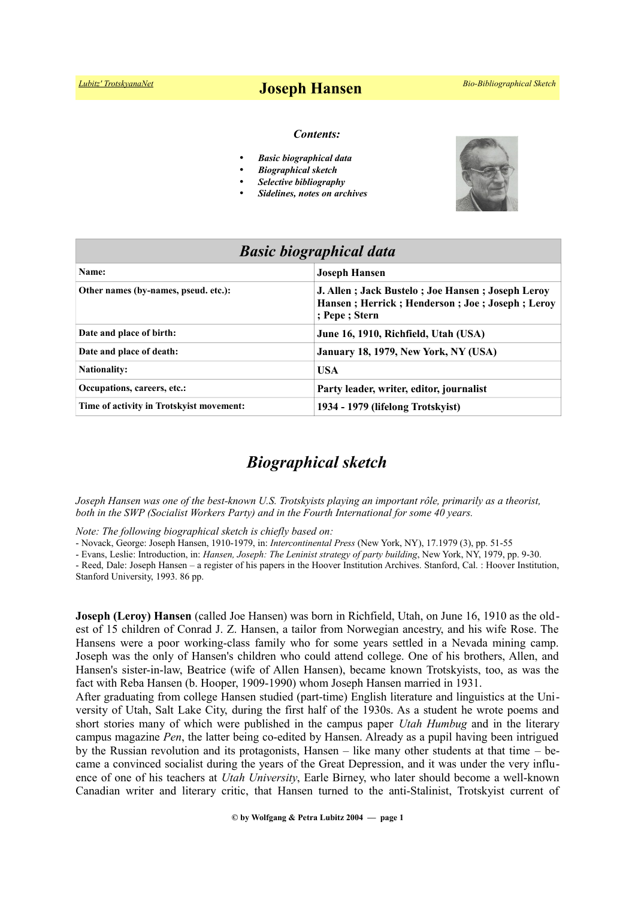# Joseph Hansen

*Contents:*

- ***Basic biographical data***
- ***Biographical sketch***
- ***Selective bibliography***
- ***Sidelines, notes on archives***

## *Basic biographical data*

| | |
|---|---|
| **Name:** | **Joseph Hansen** |
| **Other names (by-names, pseud. etc.):** | **J. Allen ; Jack Bustelo ; Joe Hansen ; Joseph Leroy Hansen ; Herrick ; Henderson ; Joe ; Joseph ; Leroy ; Pepe ; Stern** |
| **Date and place of birth:** | **June 16, 1910, Richfield, Utah (USA)** |
| **Date and place of death:** | **January 18, 1979, New York, NY (USA)** |
| **Nationality:** | **USA** |
| **Occupations, careers, etc.:** | **Party leader, writer, editor, journalist** |
| **Time of activity in Trotskyist movement:** | **1934 - 1979 (lifelong Trotskyist)** |

## *Biographical sketch*

*Joseph Hansen was one of the best-known U.S. Trotskyists playing an important rôle, primarily as a theorist, both in the SWP (Socialist Workers Party) and in the Fourth International for some 40 years.*

*Note: The following biographical sketch is chiefly based on:*

- Novack, George: Joseph Hansen, 1910-1979, in: *Intercontinental Press* (New York, NY), 17.1979 (3), pp. 51-55
- Evans, Leslie: Introduction, in: *Hansen, Joseph: The Leninist strategy of party building*, New York, NY, 1979, pp. 9-30.
- Reed, Dale: Joseph Hansen – a register of his papers in the Hoover Institution Archives. Stanford, Cal. : Hoover Institution, Stanford University, 1993. 86 pp.

**Joseph (Leroy) Hansen** (called Joe Hansen) was born in Richfield, Utah, on June 16, 1910 as the oldest of 15 children of Conrad J. Z. Hansen, a tailor from Norwegian ancestry, and his wife Rose. The Hansens were a poor working-class family who for some years settled in a Nevada mining camp. Joseph was the only of Hansen's children who could attend college. One of his brothers, Allen, and Hansen's sister-in-law, Beatrice (wife of Allen Hansen), became known Trotskyists, too, as was the fact with Reba Hansen (b. Hooper, 1909-1990) whom Joseph Hansen married in 1931.
After graduating from college Hansen studied (part-time) English literature and linguistics at the University of Utah, Salt Lake City, during the first half of the 1930s. As a student he wrote poems and short stories many of which were published in the campus paper *Utah Humbug* and in the literary campus magazine *Pen*, the latter being co-edited by Hansen. Already as a pupil having been intrigued by the Russian revolution and its protagonists, Hansen – like many other students at that time – became a convinced socialist during the years of the Great Depression, and it was under the very influence of one of his teachers at *Utah University*, Earle Birney, who later should become a well-known Canadian writer and literary critic, that Hansen turned to the anti-Stalinist, Trotskyist current of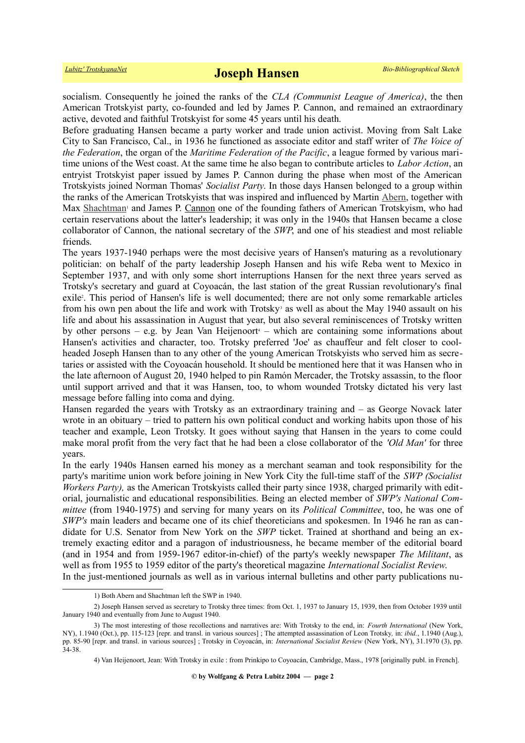socialism. Consequently he joined the ranks of the *CLA (Communist League of America)*, the then American Trotskyist party, co-founded and led by James P. Cannon, and remained an extraordinary active, devoted and faithful Trotskyist for some 45 years until his death.

Before graduating Hansen became a party worker and trade union activist. Moving from Salt Lake City to San Francisco, Cal., in 1936 he functioned as associate editor and staff writer of *The Voice of the Federation*, the organ of the *Maritime Federation of the Pacific*, a league formed by various maritime unions of the West coast. At the same time he also began to contribute articles to *Labor Action*, an entryist Trotskyist paper issued by James P. Cannon during the phase when most of the American Trotskyists joined Norman Thomas' *Socialist Party*. In those days Hansen belonged to a group within the ranks of the American Trotskyists that was inspired and influenced by Martin Abern, together with Max Shachtman[1] and James P. Cannon one of the founding fathers of American Trotskyism, who had certain reservations about the latter's leadership; it was only in the 1940s that Hansen became a close collaborator of Cannon, the national secretary of the *SWP*, and one of his steadiest and most reliable friends.

The years 1937-1940 perhaps were the most decisive years of Hansen's maturing as a revolutionary politician: on behalf of the party leadership Joseph Hansen and his wife Reba went to Mexico in September 1937, and with only some short interruptions Hansen for the next three years served as Trotsky's secretary and guard at Coyoacán, the last station of the great Russian revolutionary's final exile[2]. This period of Hansen's life is well documented; there are not only some remarkable articles from his own pen about the life and work with Trotsky[3] as well as about the May 1940 assault on his life and about his assassination in August that year, but also several reminiscences of Trotsky written by other persons – e.g. by Jean Van Heijenoort[4] – which are containing some informations about Hansen's activities and character, too. Trotsky preferred 'Joe' as chauffeur and felt closer to cool-headed Joseph Hansen than to any other of the young American Trotskyists who served him as secretaries or assisted with the Coyoacán household. It should be mentioned here that it was Hansen who in the late afternoon of August 20, 1940 helped to pin Ramón Mercader, the Trotsky assassin, to the floor until support arrived and that it was Hansen, too, to whom wounded Trotsky dictated his very last message before falling into coma and dying.

Hansen regarded the years with Trotsky as an extraordinary training and – as George Novack later wrote in an obituary – tried to pattern his own political conduct and working habits upon those of his teacher and example, Leon Trotsky. It goes without saying that Hansen in the years to come could make moral profit from the very fact that he had been a close collaborator of the *'Old Man'* for three years.

In the early 1940s Hansen earned his money as a merchant seaman and took responsibility for the party's maritime union work before joining in New York City the full-time staff of the *SWP (Socialist Workers Party),* as the American Trotskyists called their party since 1938, charged primarily with editorial, journalistic and educational responsibilities. Being an elected member of *SWP's National Committee* (from 1940-1975) and serving for many years on its *Political Committee*, too, he was one of *SWP's* main leaders and became one of its chief theoreticians and spokesmen. In 1946 he ran as candidate for U.S. Senator from New York on the *SWP* ticket. Trained at shorthand and being an extremely exacting editor and a paragon of industriousness, he became member of the editorial board (and in 1954 and from 1959-1967 editor-in-chief) of the party's weekly newspaper *The Militant*, as well as from 1955 to 1959 editor of the party's theoretical magazine *International Socialist Review.*

In the just-mentioned journals as well as in various internal bulletins and other party publications nu-

---

1) Both Abern and Shachtman left the SWP in 1940.

2) Joseph Hansen served as secretary to Trotsky three times: from Oct. 1, 1937 to January 15, 1939, then from October 1939 until January 1940 and eventually from June to August 1940.

3) The most interesting of those recollections and narratives are: With Trotsky to the end, in: *Fourth International* (New York, NY), 1.1940 (Oct.), pp. 115-123 [repr. and transl. in various sources] ; The attempted assassination of Leon Trotsky, in: *ibid.*, 1.1940 (Aug.), pp. 85-90 [repr. and transl. in various sources] ; Trotsky in Coyoacán, in: *International Socialist Review* (New York, NY), 31.1970 (3), pp. 34-38.

4) Van Heijenoort, Jean: With Trotsky in exile : from Prinkipo to Coyoacán, Cambridge, Mass., 1978 [originally publ. in French].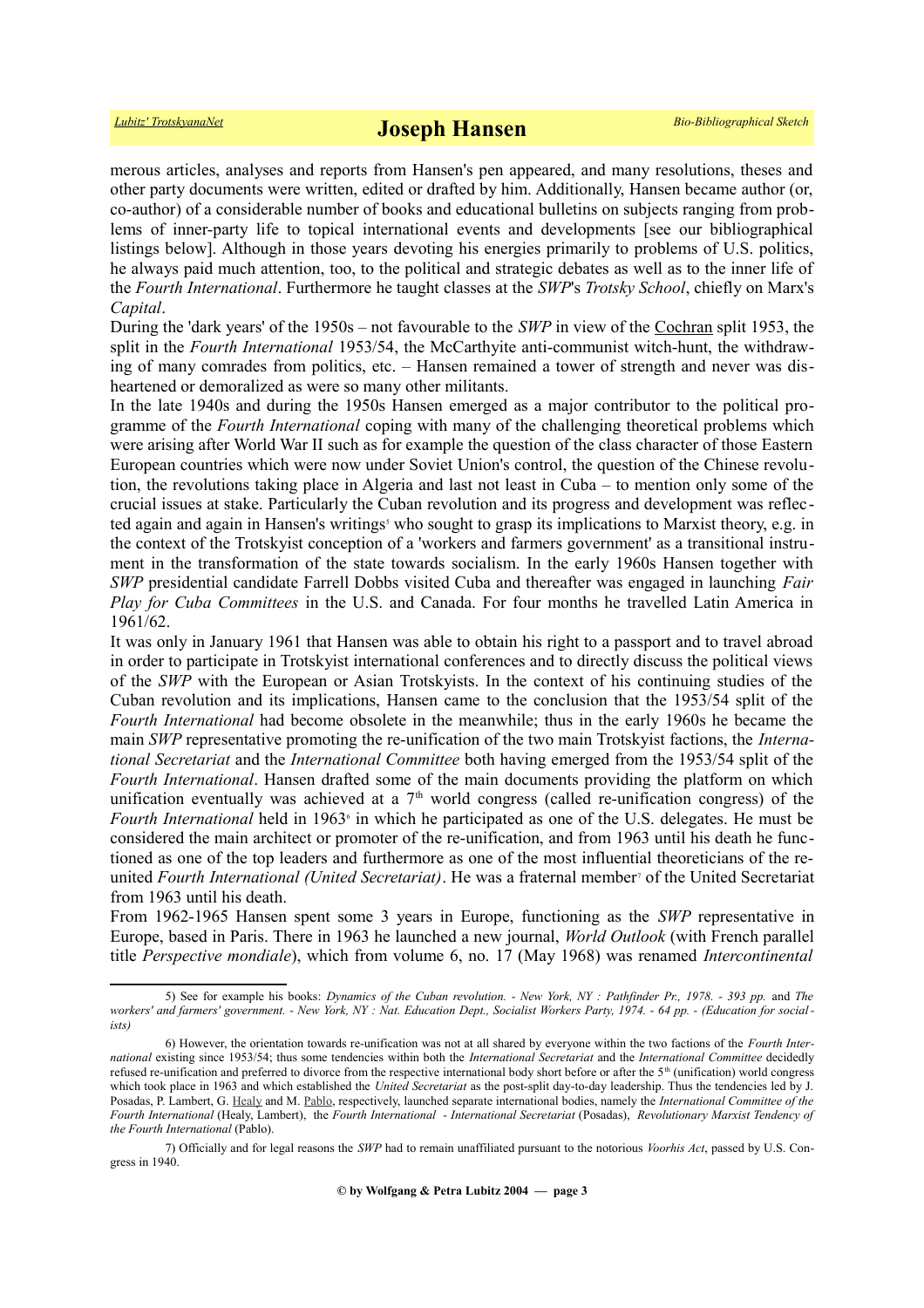merous articles, analyses and reports from Hansen's pen appeared, and many resolutions, theses and other party documents were written, edited or drafted by him. Additionally, Hansen became author (or, co-author) of a considerable number of books and educational bulletins on subjects ranging from problems of inner-party life to topical international events and developments [see our bibliographical listings below]. Although in those years devoting his energies primarily to problems of U.S. politics, he always paid much attention, too, to the political and strategic debates as well as to the inner life of the *Fourth International*. Furthermore he taught classes at the *SWP*'s *Trotsky School*, chiefly on Marx's *Capital*.

During the 'dark years' of the 1950s – not favourable to the *SWP* in view of the Cochran split 1953, the split in the *Fourth International* 1953/54, the McCarthyite anti-communist witch-hunt, the withdrawing of many comrades from politics, etc. – Hansen remained a tower of strength and never was disheartened or demoralized as were so many other militants.

In the late 1940s and during the 1950s Hansen emerged as a major contributor to the political programme of the *Fourth International* coping with many of the challenging theoretical problems which were arising after World War II such as for example the question of the class character of those Eastern European countries which were now under Soviet Union's control, the question of the Chinese revolution, the revolutions taking place in Algeria and last not least in Cuba – to mention only some of the crucial issues at stake. Particularly the Cuban revolution and its progress and development was reflected again and again in Hansen's writings[5] who sought to grasp its implications to Marxist theory, e.g. in the context of the Trotskyist conception of a 'workers and farmers government' as a transitional instrument in the transformation of the state towards socialism. In the early 1960s Hansen together with *SWP* presidential candidate Farrell Dobbs visited Cuba and thereafter was engaged in launching *Fair Play for Cuba Committees* in the U.S. and Canada. For four months he travelled Latin America in 1961/62.

It was only in January 1961 that Hansen was able to obtain his right to a passport and to travel abroad in order to participate in Trotskyist international conferences and to directly discuss the political views of the *SWP* with the European or Asian Trotskyists. In the context of his continuing studies of the Cuban revolution and its implications, Hansen came to the conclusion that the 1953/54 split of the *Fourth International* had become obsolete in the meanwhile; thus in the early 1960s he became the main *SWP* representative promoting the re-unification of the two main Trotskyist factions, the *International Secretariat* and the *International Committee* both having emerged from the 1953/54 split of the *Fourth International*. Hansen drafted some of the main documents providing the platform on which unification eventually was achieved at a 7th world congress (called re-unification congress) of the *Fourth International* held in 1963[6] in which he participated as one of the U.S. delegates. He must be considered the main architect or promoter of the re-unification, and from 1963 until his death he functioned as one of the top leaders and furthermore as one of the most influential theoreticians of the re-united *Fourth International (United Secretariat)*. He was a fraternal member[7] of the United Secretariat from 1963 until his death.

From 1962-1965 Hansen spent some 3 years in Europe, functioning as the *SWP* representative in Europe, based in Paris. There in 1963 he launched a new journal, *World Outlook* (with French parallel title *Perspective mondiale*), which from volume 6, no. 17 (May 1968) was renamed *Intercontinental*

---

5) See for example his books: *Dynamics of the Cuban revolution. - New York, NY : Pathfinder Pr., 1978. - 393 pp.* and *The workers' and farmers' government. - New York, NY : Nat. Education Dept., Socialist Workers Party, 1974. - 64 pp. - (Education for socialists)*

6) However, the orientation towards re-unification was not at all shared by everyone within the two factions of the *Fourth International* existing since 1953/54; thus some tendencies within both the *International Secretariat* and the *International Committee* decidedly refused re-unification and preferred to divorce from the respective international body short before or after the 5th (unification) world congress which took place in 1963 and which established the *United Secretariat* as the post-split day-to-day leadership. Thus the tendencies led by J. Posadas, P. Lambert, G. Healy and M. Pablo, respectively, launched separate international bodies, namely the *International Committee of the Fourth International* (Healy, Lambert), the *Fourth International - International Secretariat* (Posadas), *Revolutionary Marxist Tendency of the Fourth International* (Pablo).

7) Officially and for legal reasons the *SWP* had to remain unaffiliated pursuant to the notorious *Voorhis Act*, passed by U.S. Congress in 1940.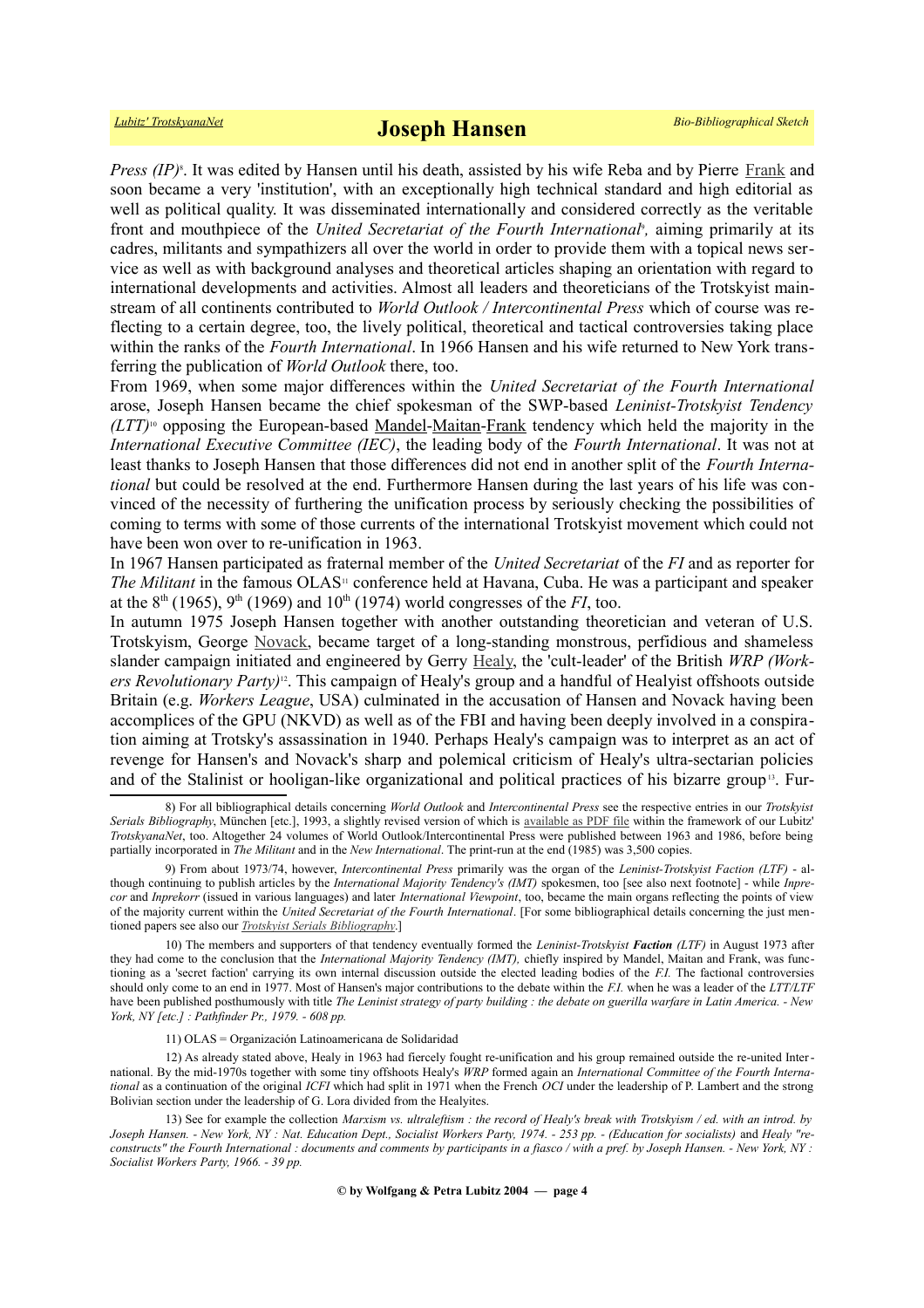*Press (IP)*[8]. It was edited by Hansen until his death, assisted by his wife Reba and by Pierre Frank and soon became a very 'institution', with an exceptionally high technical standard and high editorial as well as political quality. It was disseminated internationally and considered correctly as the veritable front and mouthpiece of the *United Secretariat of the Fourth International*[9], aiming primarily at its cadres, militants and sympathizers all over the world in order to provide them with a topical news service as well as with background analyses and theoretical articles shaping an orientation with regard to international developments and activities. Almost all leaders and theoreticians of the Trotskyist mainstream of all continents contributed to *World Outlook / Intercontinental Press* which of course was reflecting to a certain degree, too, the lively political, theoretical and tactical controversies taking place within the ranks of the *Fourth International*. In 1966 Hansen and his wife returned to New York transferring the publication of *World Outlook* there, too.

From 1969, when some major differences within the *United Secretariat of the Fourth International* arose, Joseph Hansen became the chief spokesman of the SWP-based *Leninist-Trotskyist Tendency (LTT)*[10] opposing the European-based Mandel-Maitan-Frank tendency which held the majority in the *International Executive Committee (IEC)*, the leading body of the *Fourth International*. It was not at least thanks to Joseph Hansen that those differences did not end in another split of the *Fourth International* but could be resolved at the end. Furthermore Hansen during the last years of his life was convinced of the necessity of furthering the unification process by seriously checking the possibilities of coming to terms with some of those currents of the international Trotskyist movement which could not have been won over to re-unification in 1963.

In 1967 Hansen participated as fraternal member of the *United Secretariat* of the *FI* and as reporter for *The Militant* in the famous OLAS[11] conference held at Havana, Cuba. He was a participant and speaker at the 8th (1965), 9th (1969) and 10th (1974) world congresses of the *FI*, too.

In autumn 1975 Joseph Hansen together with another outstanding theoretician and veteran of U.S. Trotskyism, George Novack, became target of a long-standing monstrous, perfidious and shameless slander campaign initiated and engineered by Gerry Healy, the 'cult-leader' of the British *WRP (Workers Revolutionary Party)*[12]. This campaign of Healy's group and a handful of Healyist offshoots outside Britain (e.g. *Workers League*, USA) culminated in the accusation of Hansen and Novack having been accomplices of the GPU (NKVD) as well as of the FBI and having been deeply involved in a conspiration aiming at Trotsky's assassination in 1940. Perhaps Healy's campaign was to interpret as an act of revenge for Hansen's and Novack's sharp and polemical criticism of Healy's ultra-sectarian policies and of the Stalinist or hooligan-like organizational and political practices of his bizarre group[13]. Fur-

---

8) For all bibliographical details concerning *World Outlook* and *Intercontinental Press* see the respective entries in our *Trotskyist Serials Bibliography*, München [etc.], 1993, a slightly revised version of which is available as PDF file within the framework of our Lubitz' *TrotskyanaNet*, too. Altogether 24 volumes of World Outlook/Intercontinental Press were published between 1963 and 1986, before being partially incorporated in *The Militant* and in the *New International*. The print-run at the end (1985) was 3,500 copies.

9) From about 1973/74, however, *Intercontinental Press* primarily was the organ of the *Leninist-Trotskyist Faction (LTF)* - although continuing to publish articles by the *International Majority Tendency's (IMT)* spokesmen, too [see also next footnote] - while *Inprecor* and *Inprekorr* (issued in various languages) and later *International Viewpoint*, too, became the main organs reflecting the points of view of the majority current within the *United Secretariat of the Fourth International*. [For some bibliographical details concerning the just mentioned papers see also our *Trotskyist Serials Bibliography*.]

10) The members and supporters of that tendency eventually formed the *Leninist-Trotskyist **Faction** (LTF)* in August 1973 after they had come to the conclusion that the *International Majority Tendency (IMT),* chiefly inspired by Mandel, Maitan and Frank, was functioning as a 'secret faction' carrying its own internal discussion outside the elected leading bodies of the *F.I.* The factional controversies should only come to an end in 1977. Most of Hansen's major contributions to the debate within the *F.I.* when he was a leader of the *LTT/LTF* have been published posthumously with title *The Leninist strategy of party building : the debate on guerilla warfare in Latin America. - New York, NY [etc.] : Pathfinder Pr., 1979. - 608 pp.*

11) OLAS = Organización Latinoamericana de Solidaridad

12) As already stated above, Healy in 1963 had fiercely fought re-unification and his group remained outside the re-united International. By the mid-1970s together with some tiny offshoots Healy's *WRP* formed again an *International Committee of the Fourth International* as a continuation of the original *ICFI* which had split in 1971 when the French *OCI* under the leadership of P. Lambert and the strong Bolivian section under the leadership of G. Lora divided from the Healyites.

13) See for example the collection *Marxism vs. ultraleftism : the record of Healy's break with Trotskyism / ed. with an introd. by Joseph Hansen. - New York, NY : Nat. Education Dept., Socialist Workers Party, 1974. - 253 pp. - (Education for socialists)* and *Healy "reconstructs" the Fourth International : documents and comments by participants in a fiasco / with a pref. by Joseph Hansen. - New York, NY : Socialist Workers Party, 1966. - 39 pp.*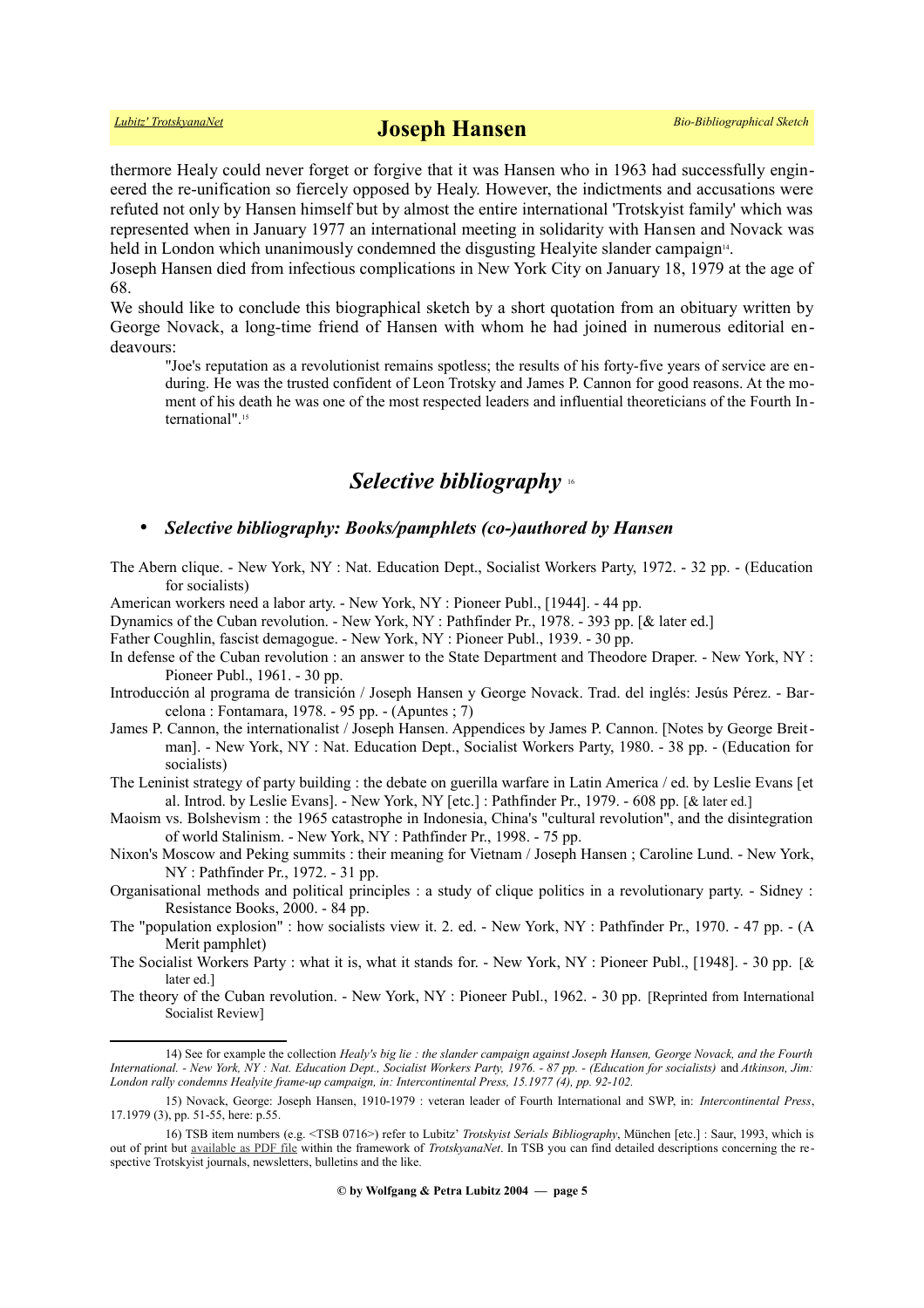thermore Healy could never forget or forgive that it was Hansen who in 1963 had successfully engineered the re-unification so fiercely opposed by Healy. However, the indictments and accusations were refuted not only by Hansen himself but by almost the entire international 'Trotskyist family' which was represented when in January 1977 an international meeting in solidarity with Hansen and Novack was held in London which unanimously condemned the disgusting Healyite slander campaign[14].

Joseph Hansen died from infectious complications in New York City on January 18, 1979 at the age of 68.

We should like to conclude this biographical sketch by a short quotation from an obituary written by George Novack, a long-time friend of Hansen with whom he had joined in numerous editorial endeavours:

> "Joe's reputation as a revolutionist remains spotless; the results of his forty-five years of service are enduring. He was the trusted confident of Leon Trotsky and James P. Cannon for good reasons. At the moment of his death he was one of the most respected leaders and influential theoreticians of the Fourth International".[15]

## *Selective bibliography* [16]

- ***Selective bibliography: Books/pamphlets (co-)authored by Hansen***

The Abern clique. - New York, NY : Nat. Education Dept., Socialist Workers Party, 1972. - 32 pp. - (Education for socialists)

American workers need a labor arty. - New York, NY : Pioneer Publ., [1944]. - 44 pp.

Dynamics of the Cuban revolution. - New York, NY : Pathfinder Pr., 1978. - 393 pp. [& later ed.]

Father Coughlin, fascist demagogue. - New York, NY : Pioneer Publ., 1939. - 30 pp.

In defense of the Cuban revolution : an answer to the State Department and Theodore Draper. - New York, NY : Pioneer Publ., 1961. - 30 pp.

Introducción al programa de transición / Joseph Hansen y George Novack. Trad. del inglés: Jesús Pérez. - Barcelona : Fontamara, 1978. - 95 pp. - (Apuntes ; 7)

James P. Cannon, the internationalist / Joseph Hansen. Appendices by James P. Cannon. [Notes by George Breitman]. - New York, NY : Nat. Education Dept., Socialist Workers Party, 1980. - 38 pp. - (Education for socialists)

The Leninist strategy of party building : the debate on guerilla warfare in Latin America / ed. by Leslie Evans [et al. Introd. by Leslie Evans]. - New York, NY [etc.] : Pathfinder Pr., 1979. - 608 pp. [& later ed.]

Maoism vs. Bolshevism : the 1965 catastrophe in Indonesia, China's "cultural revolution", and the disintegration of world Stalinism. - New York, NY : Pathfinder Pr., 1998. - 75 pp.

Nixon's Moscow and Peking summits : their meaning for Vietnam / Joseph Hansen ; Caroline Lund. - New York, NY : Pathfinder Pr., 1972. - 31 pp.

Organisational methods and political principles : a study of clique politics in a revolutionary party. - Sidney : Resistance Books, 2000. - 84 pp.

The "population explosion" : how socialists view it. 2. ed. - New York, NY : Pathfinder Pr., 1970. - 47 pp. - (A Merit pamphlet)

The Socialist Workers Party : what it is, what it stands for. - New York, NY : Pioneer Publ., [1948]. - 30 pp. [& later ed.]

The theory of the Cuban revolution. - New York, NY : Pioneer Publ., 1962. - 30 pp. [Reprinted from International Socialist Review]

---

14) See for example the collection *Healy's big lie : the slander campaign against Joseph Hansen, George Novack, and the Fourth International. - New York, NY : Nat. Education Dept., Socialist Workers Party, 1976. - 87 pp. - (Education for socialists)* and *Atkinson, Jim: London rally condemns Healyite frame-up campaign, in: Intercontinental Press, 15.1977 (4), pp. 92-102.*

15) Novack, George: Joseph Hansen, 1910-1979 : veteran leader of Fourth International and SWP, in: *Intercontinental Press*, 17.1979 (3), pp. 51-55, here: p.55.

16) TSB item numbers (e.g. <TSB 0716>) refer to Lubitz' *Trotskyist Serials Bibliography*, München [etc.] : Saur, 1993, which is out of print but available as PDF file within the framework of *TrotskyanaNet*. In TSB you can find detailed descriptions concerning the respective Trotskyist journals, newsletters, bulletins and the like.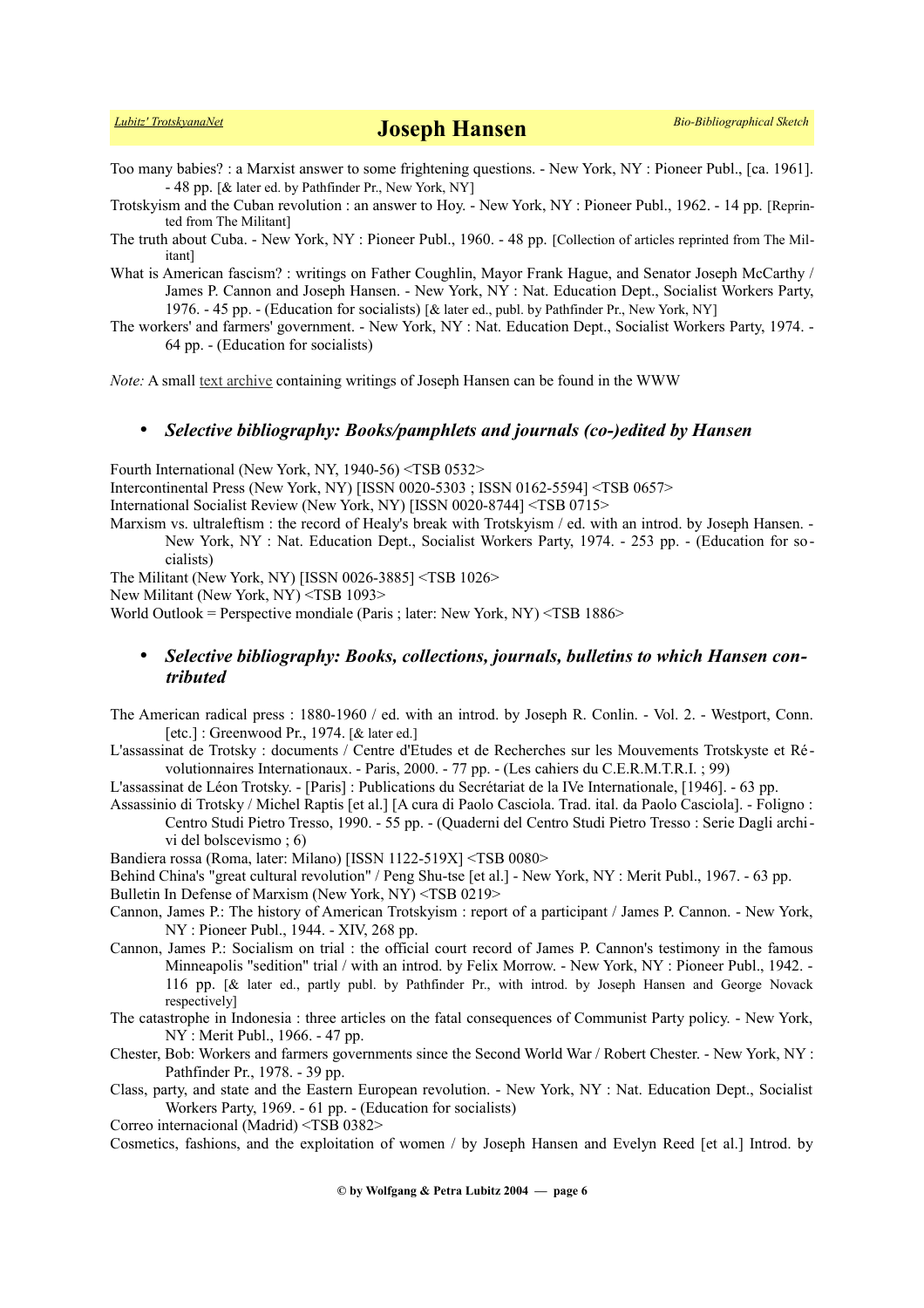Too many babies? : a Marxist answer to some frightening questions. - New York, NY : Pioneer Publ., [ca. 1961]. - 48 pp. [& later ed. by Pathfinder Pr., New York, NY]

Trotskyism and the Cuban revolution : an answer to Hoy. - New York, NY : Pioneer Publ., 1962. - 14 pp. [Reprinted from The Militant]

The truth about Cuba. - New York, NY : Pioneer Publ., 1960. - 48 pp. [Collection of articles reprinted from The Militant]

What is American fascism? : writings on Father Coughlin, Mayor Frank Hague, and Senator Joseph McCarthy / James P. Cannon and Joseph Hansen. - New York, NY : Nat. Education Dept., Socialist Workers Party, 1976. - 45 pp. - (Education for socialists) [& later ed., publ. by Pathfinder Pr., New York, NY]

The workers' and farmers' government. - New York, NY : Nat. Education Dept., Socialist Workers Party, 1974. - 64 pp. - (Education for socialists)

*Note:* A small text archive containing writings of Joseph Hansen can be found in the WWW

- ***Selective bibliography: Books/pamphlets and journals (co-)edited by Hansen***

Fourth International (New York, NY, 1940-56) <TSB 0532>

Intercontinental Press (New York, NY) [ISSN 0020-5303 ; ISSN 0162-5594] <TSB 0657>

International Socialist Review (New York, NY) [ISSN 0020-8744] <TSB 0715>

Marxism vs. ultraleftism : the record of Healy's break with Trotskyism / ed. with an introd. by Joseph Hansen. - New York, NY : Nat. Education Dept., Socialist Workers Party, 1974. - 253 pp. - (Education for socialists)

The Militant (New York, NY) [ISSN 0026-3885] <TSB 1026>

New Militant (New York, NY) <TSB 1093>

World Outlook = Perspective mondiale (Paris ; later: New York, NY) <TSB 1886>

- ***Selective bibliography: Books, collections, journals, bulletins to which Hansen contributed***

The American radical press : 1880-1960 / ed. with an introd. by Joseph R. Conlin. - Vol. 2. - Westport, Conn. [etc.] : Greenwood Pr., 1974. [& later ed.]

L'assassinat de Trotsky : documents / Centre d'Etudes et de Recherches sur les Mouvements Trotskyste et Révolutionnaires Internationaux. - Paris, 2000. - 77 pp. - (Les cahiers du C.E.R.M.T.R.I. ; 99)

L'assassinat de Léon Trotsky. - [Paris] : Publications du Secrétariat de la IVe Internationale, [1946]. - 63 pp.

Assassinio di Trotsky / Michel Raptis [et al.] [A cura di Paolo Casciola. Trad. ital. da Paolo Casciola]. - Foligno : Centro Studi Pietro Tresso, 1990. - 55 pp. - (Quaderni del Centro Studi Pietro Tresso : Serie Dagli archivi del bolscevismo ; 6)

Bandiera rossa (Roma, later: Milano) [ISSN 1122-519X] <TSB 0080>

Behind China's "great cultural revolution" / Peng Shu-tse [et al.] - New York, NY : Merit Publ., 1967. - 63 pp.

Bulletin In Defense of Marxism (New York, NY) <TSB 0219>

Cannon, James P.: The history of American Trotskyism : report of a participant / James P. Cannon. - New York, NY : Pioneer Publ., 1944. - XIV, 268 pp.

Cannon, James P.: Socialism on trial : the official court record of James P. Cannon's testimony in the famous Minneapolis "sedition" trial / with an introd. by Felix Morrow. - New York, NY : Pioneer Publ., 1942. - 116 pp. [& later ed., partly publ. by Pathfinder Pr., with introd. by Joseph Hansen and George Novack respectively]

The catastrophe in Indonesia : three articles on the fatal consequences of Communist Party policy. - New York, NY : Merit Publ., 1966. - 47 pp.

Chester, Bob: Workers and farmers governments since the Second World War / Robert Chester. - New York, NY : Pathfinder Pr., 1978. - 39 pp.

Class, party, and state and the Eastern European revolution. - New York, NY : Nat. Education Dept., Socialist Workers Party, 1969. - 61 pp. - (Education for socialists)

Correo internacional (Madrid) <TSB 0382>

Cosmetics, fashions, and the exploitation of women / by Joseph Hansen and Evelyn Reed [et al.] Introd. by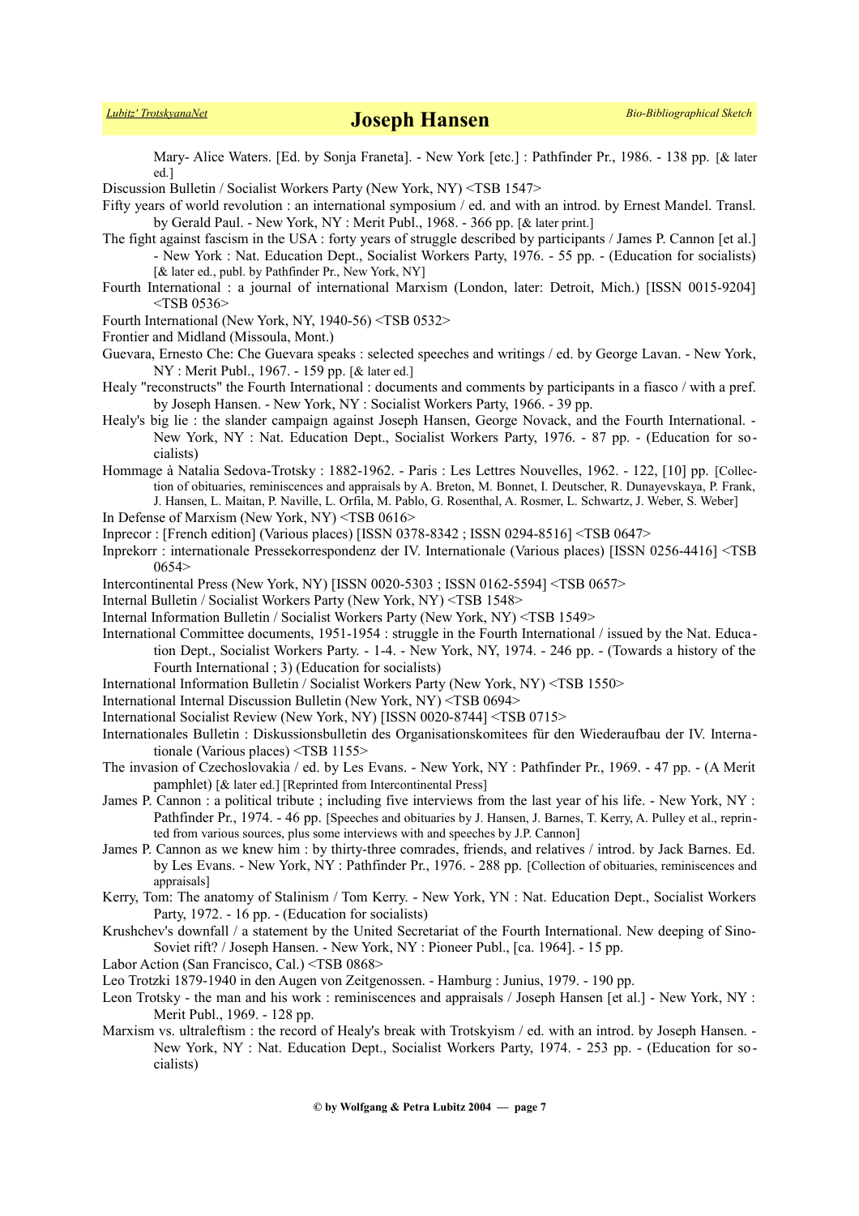Mary- Alice Waters. [Ed. by Sonja Franeta]. - New York [etc.] : Pathfinder Pr., 1986. - 138 pp. [& later ed.]

Discussion Bulletin / Socialist Workers Party (New York, NY) <TSB 1547>

Fifty years of world revolution : an international symposium / ed. and with an introd. by Ernest Mandel. Transl. by Gerald Paul. - New York, NY : Merit Publ., 1968. - 366 pp. [& later print.]

The fight against fascism in the USA : forty years of struggle described by participants / James P. Cannon [et al.] - New York : Nat. Education Dept., Socialist Workers Party, 1976. - 55 pp. - (Education for socialists) [& later ed., publ. by Pathfinder Pr., New York, NY]

Fourth International : a journal of international Marxism (London, later: Detroit, Mich.) [ISSN 0015-9204] <TSB 0536>

Fourth International (New York, NY, 1940-56) <TSB 0532>

Frontier and Midland (Missoula, Mont.)

Guevara, Ernesto Che: Che Guevara speaks : selected speeches and writings / ed. by George Lavan. - New York, NY : Merit Publ., 1967. - 159 pp. [& later ed.]

Healy "reconstructs" the Fourth International : documents and comments by participants in a fiasco / with a pref. by Joseph Hansen. - New York, NY : Socialist Workers Party, 1966. - 39 pp.

Healy's big lie : the slander campaign against Joseph Hansen, George Novack, and the Fourth International. - New York, NY : Nat. Education Dept., Socialist Workers Party, 1976. - 87 pp. - (Education for socialists)

Hommage à Natalia Sedova-Trotsky : 1882-1962. - Paris : Les Lettres Nouvelles, 1962. - 122, [10] pp. [Collection of obituaries, reminiscences and appraisals by A. Breton, M. Bonnet, I. Deutscher, R. Dunayevskaya, P. Frank, J. Hansen, L. Maitan, P. Naville, L. Orfila, M. Pablo, G. Rosenthal, A. Rosmer, L. Schwartz, J. Weber, S. Weber]

In Defense of Marxism (New York, NY) <TSB 0616>

Inprecor : [French edition] (Various places) [ISSN 0378-8342 ; ISSN 0294-8516] <TSB 0647>

Inprekorr : internationale Pressekorrespondenz der IV. Internationale (Various places) [ISSN 0256-4416] <TSB 0654>

Intercontinental Press (New York, NY) [ISSN 0020-5303 ; ISSN 0162-5594] <TSB 0657>

Internal Bulletin / Socialist Workers Party (New York, NY) <TSB 1548>

Internal Information Bulletin / Socialist Workers Party (New York, NY) <TSB 1549>

International Committee documents, 1951-1954 : struggle in the Fourth International / issued by the Nat. Education Dept., Socialist Workers Party. - 1-4. - New York, NY, 1974. - 246 pp. - (Towards a history of the Fourth International ; 3) (Education for socialists)

International Information Bulletin / Socialist Workers Party (New York, NY) <TSB 1550>

International Internal Discussion Bulletin (New York, NY) <TSB 0694>

International Socialist Review (New York, NY) [ISSN 0020-8744] <TSB 0715>

Internationales Bulletin : Diskussionsbulletin des Organisationskomitees für den Wiederaufbau der IV. Internationale (Various places) <TSB 1155>

The invasion of Czechoslovakia / ed. by Les Evans. - New York, NY : Pathfinder Pr., 1969. - 47 pp. - (A Merit pamphlet) [& later ed.] [Reprinted from Intercontinental Press]

James P. Cannon : a political tribute ; including five interviews from the last year of his life. - New York, NY : Pathfinder Pr., 1974. - 46 pp. [Speeches and obituaries by J. Hansen, J. Barnes, T. Kerry, A. Pulley et al., reprinted from various sources, plus some interviews with and speeches by J.P. Cannon]

James P. Cannon as we knew him : by thirty-three comrades, friends, and relatives / introd. by Jack Barnes. Ed. by Les Evans. - New York, NY : Pathfinder Pr., 1976. - 288 pp. [Collection of obituaries, reminiscences and appraisals]

Kerry, Tom: The anatomy of Stalinism / Tom Kerry. - New York, YN : Nat. Education Dept., Socialist Workers Party, 1972. - 16 pp. - (Education for socialists)

Krushchev's downfall / a statement by the United Secretariat of the Fourth International. New deeping of Sino-Soviet rift? / Joseph Hansen. - New York, NY : Pioneer Publ., [ca. 1964]. - 15 pp.

Labor Action (San Francisco, Cal.) <TSB 0868>

Leo Trotzki 1879-1940 in den Augen von Zeitgenossen. - Hamburg : Junius, 1979. - 190 pp.

Leon Trotsky - the man and his work : reminiscences and appraisals / Joseph Hansen [et al.] - New York, NY : Merit Publ., 1969. - 128 pp.

Marxism vs. ultraleftism : the record of Healy's break with Trotskyism / ed. with an introd. by Joseph Hansen. - New York, NY : Nat. Education Dept., Socialist Workers Party, 1974. - 253 pp. - (Education for socialists)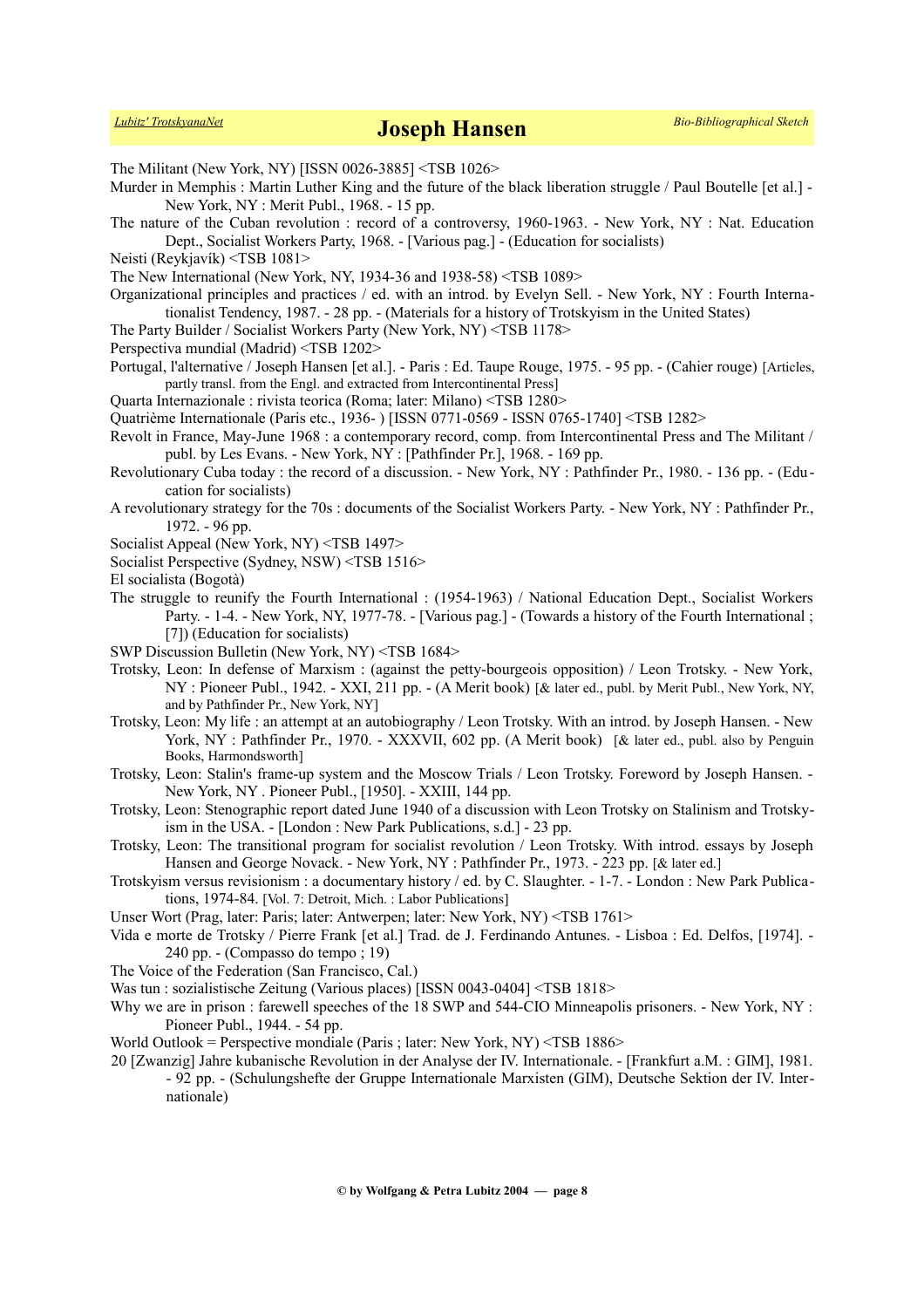The Militant (New York, NY) [ISSN 0026-3885] <TSB 1026>

Murder in Memphis : Martin Luther King and the future of the black liberation struggle / Paul Boutelle [et al.] - New York, NY : Merit Publ., 1968. - 15 pp.

The nature of the Cuban revolution : record of a controversy, 1960-1963. - New York, NY : Nat. Education Dept., Socialist Workers Party, 1968. - [Various pag.] - (Education for socialists)

Neisti (Reykjavík) <TSB 1081>

The New International (New York, NY, 1934-36 and 1938-58) <TSB 1089>

Organizational principles and practices / ed. with an introd. by Evelyn Sell. - New York, NY : Fourth Internationalist Tendency, 1987. - 28 pp. - (Materials for a history of Trotskyism in the United States)

The Party Builder / Socialist Workers Party (New York, NY) <TSB 1178>

Perspectiva mundial (Madrid) <TSB 1202>

Portugal, l'alternative / Joseph Hansen [et al.]. - Paris : Ed. Taupe Rouge, 1975. - 95 pp. - (Cahier rouge) [Articles, partly transl. from the Engl. and extracted from Intercontinental Press]

Quarta Internazionale : rivista teorica (Roma; later: Milano) <TSB 1280>

Quatrième Internationale (Paris etc., 1936- ) [ISSN 0771-0569 - ISSN 0765-1740] <TSB 1282>

Revolt in France, May-June 1968 : a contemporary record, comp. from Intercontinental Press and The Militant / publ. by Les Evans. - New York, NY : [Pathfinder Pr.], 1968. - 169 pp.

Revolutionary Cuba today : the record of a discussion. - New York, NY : Pathfinder Pr., 1980. - 136 pp. - (Education for socialists)

A revolutionary strategy for the 70s : documents of the Socialist Workers Party. - New York, NY : Pathfinder Pr., 1972. - 96 pp.

Socialist Appeal (New York, NY) <TSB 1497>

Socialist Perspective (Sydney, NSW) <TSB 1516>

El socialista (Bogotà)

The struggle to reunify the Fourth International : (1954-1963) / National Education Dept., Socialist Workers Party. - 1-4. - New York, NY, 1977-78. - [Various pag.] - (Towards a history of the Fourth International ; [7]) (Education for socialists)

SWP Discussion Bulletin (New York, NY) <TSB 1684>

Trotsky, Leon: In defense of Marxism : (against the petty-bourgeois opposition) / Leon Trotsky. - New York, NY : Pioneer Publ., 1942. - XXI, 211 pp. - (A Merit book) [& later ed., publ. by Merit Publ., New York, NY, and by Pathfinder Pr., New York, NY]

Trotsky, Leon: My life : an attempt at an autobiography / Leon Trotsky. With an introd. by Joseph Hansen. - New York, NY : Pathfinder Pr., 1970. - XXXVII, 602 pp. (A Merit book) [& later ed., publ. also by Penguin Books, Harmondsworth]

Trotsky, Leon: Stalin's frame-up system and the Moscow Trials / Leon Trotsky. Foreword by Joseph Hansen. - New York, NY . Pioneer Publ., [1950]. - XXIII, 144 pp.

Trotsky, Leon: Stenographic report dated June 1940 of a discussion with Leon Trotsky on Stalinism and Trotskyism in the USA. - [London : New Park Publications, s.d.] - 23 pp.

Trotsky, Leon: The transitional program for socialist revolution / Leon Trotsky. With introd. essays by Joseph Hansen and George Novack. - New York, NY : Pathfinder Pr., 1973. - 223 pp. [& later ed.]

Trotskyism versus revisionism : a documentary history / ed. by C. Slaughter. - 1-7. - London : New Park Publications, 1974-84. [Vol. 7: Detroit, Mich. : Labor Publications]

Unser Wort (Prag, later: Paris; later: Antwerpen; later: New York, NY) <TSB 1761>

Vida e morte de Trotsky / Pierre Frank [et al.] Trad. de J. Ferdinando Antunes. - Lisboa : Ed. Delfos, [1974]. - 240 pp. - (Compasso do tempo ; 19)

The Voice of the Federation (San Francisco, Cal.)

Was tun : sozialistische Zeitung (Various places) [ISSN 0043-0404] <TSB 1818>

Why we are in prison : farewell speeches of the 18 SWP and 544-CIO Minneapolis prisoners. - New York, NY : Pioneer Publ., 1944. - 54 pp.

World Outlook = Perspective mondiale (Paris ; later: New York, NY) <TSB 1886>

20 [Zwanzig] Jahre kubanische Revolution in der Analyse der IV. Internationale. - [Frankfurt a.M. : GIM], 1981. - 92 pp. - (Schulungshefte der Gruppe Internationale Marxisten (GIM), Deutsche Sektion der IV. Internationale)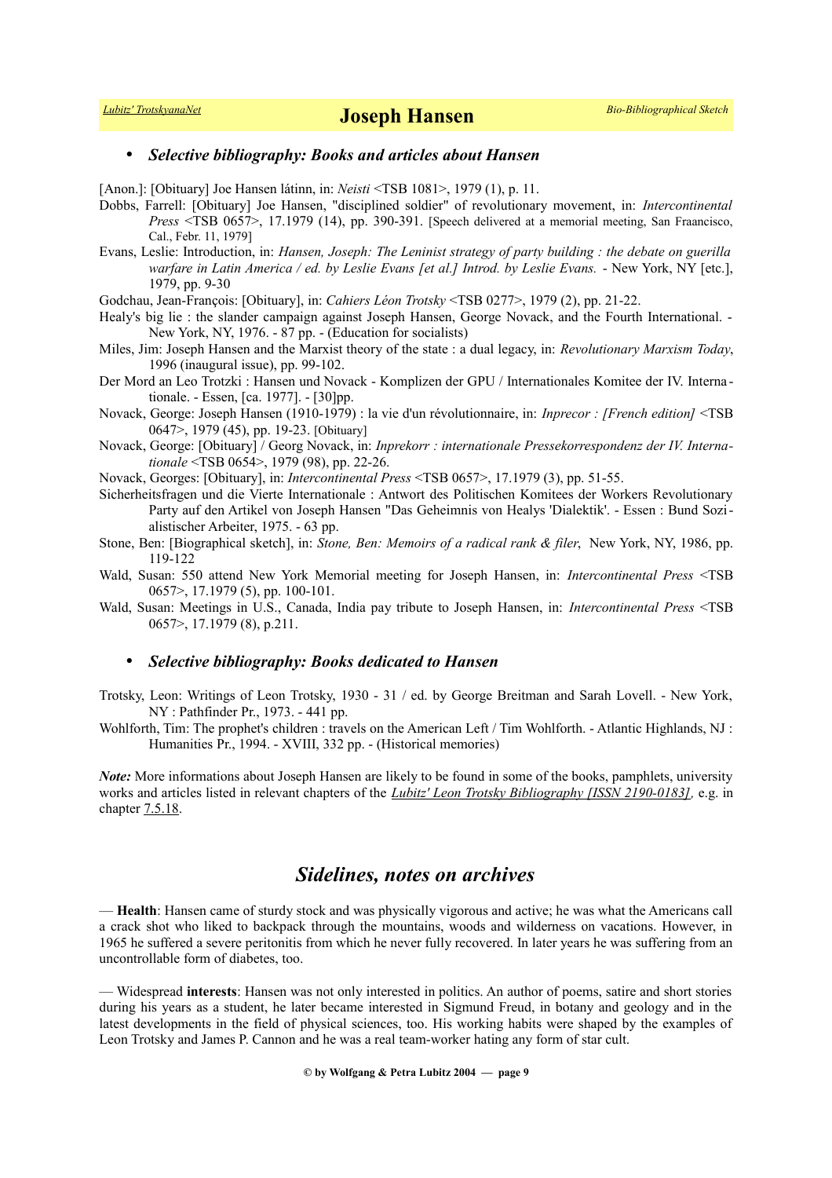- ***Selective bibliography: Books and articles about Hansen***

[Anon.]: [Obituary] Joe Hansen látinn, in: *Neisti* <TSB 1081>, 1979 (1), p. 11.

Dobbs, Farrell: [Obituary] Joe Hansen, "disciplined soldier" of revolutionary movement, in: *Intercontinental Press* <TSB 0657>, 17.1979 (14), pp. 390-391. [Speech delivered at a memorial meeting, San Fraancisco, Cal., Febr. 11, 1979]

Evans, Leslie: Introduction, in: *Hansen, Joseph: The Leninist strategy of party building : the debate on guerilla warfare in Latin America / ed. by Leslie Evans [et al.] Introd. by Leslie Evans.* - New York, NY [etc.], 1979, pp. 9-30

Godchau, Jean-François: [Obituary], in: *Cahiers Léon Trotsky* <TSB 0277>, 1979 (2), pp. 21-22.

Healy's big lie : the slander campaign against Joseph Hansen, George Novack, and the Fourth International. - New York, NY, 1976. - 87 pp. - (Education for socialists)

Miles, Jim: Joseph Hansen and the Marxist theory of the state : a dual legacy, in: *Revolutionary Marxism Today*, 1996 (inaugural issue), pp. 99-102.

Der Mord an Leo Trotzki : Hansen und Novack - Komplizen der GPU / Internationales Komitee der IV. Internationale. - Essen, [ca. 1977]. - [30]pp.

Novack, George: Joseph Hansen (1910-1979) : la vie d'un révolutionnaire, in: *Inprecor : [French edition]* <TSB 0647>, 1979 (45), pp. 19-23. [Obituary]

Novack, George: [Obituary] / Georg Novack, in: *Inprekorr : internationale Pressekorrespondenz der IV. Internationale* <TSB 0654>, 1979 (98), pp. 22-26.

Novack, Georges: [Obituary], in: *Intercontinental Press* <TSB 0657>, 17.1979 (3), pp. 51-55.

Sicherheitsfragen und die Vierte Internationale : Antwort des Politischen Komitees der Workers Revolutionary Party auf den Artikel von Joseph Hansen "Das Geheimnis von Healys 'Dialektik'. - Essen : Bund Sozialistischer Arbeiter, 1975. - 63 pp.

Stone, Ben: [Biographical sketch], in: *Stone, Ben: Memoirs of a radical rank & filer*, New York, NY, 1986, pp. 119-122

Wald, Susan: 550 attend New York Memorial meeting for Joseph Hansen, in: *Intercontinental Press* <TSB 0657>, 17.1979 (5), pp. 100-101.

Wald, Susan: Meetings in U.S., Canada, India pay tribute to Joseph Hansen, in: *Intercontinental Press* <TSB 0657>, 17.1979 (8), p.211.

- ***Selective bibliography: Books dedicated to Hansen***

Trotsky, Leon: Writings of Leon Trotsky, 1930 - 31 / ed. by George Breitman and Sarah Lovell. - New York, NY : Pathfinder Pr., 1973. - 441 pp.

Wohlforth, Tim: The prophet's children : travels on the American Left / Tim Wohlforth. - Atlantic Highlands, NJ : Humanities Pr., 1994. - XVIII, 332 pp. - (Historical memories)

***Note:*** More informations about Joseph Hansen are likely to be found in some of the books, pamphlets, university works and articles listed in relevant chapters of the *Lubitz' Leon Trotsky Bibliography [ISSN 2190-0183]*, e.g. in chapter 7.5.18.

## *Sidelines, notes on archives*

— **Health**: Hansen came of sturdy stock and was physically vigorous and active; he was what the Americans call a crack shot who liked to backpack through the mountains, woods and wilderness on vacations. However, in 1965 he suffered a severe peritonitis from which he never fully recovered. In later years he was suffering from an uncontrollable form of diabetes, too.

— Widespread **interests**: Hansen was not only interested in politics. An author of poems, satire and short stories during his years as a student, he later became interested in Sigmund Freud, in botany and geology and in the latest developments in the field of physical sciences, too. His working habits were shaped by the examples of Leon Trotsky and James P. Cannon and he was a real team-worker hating any form of star cult.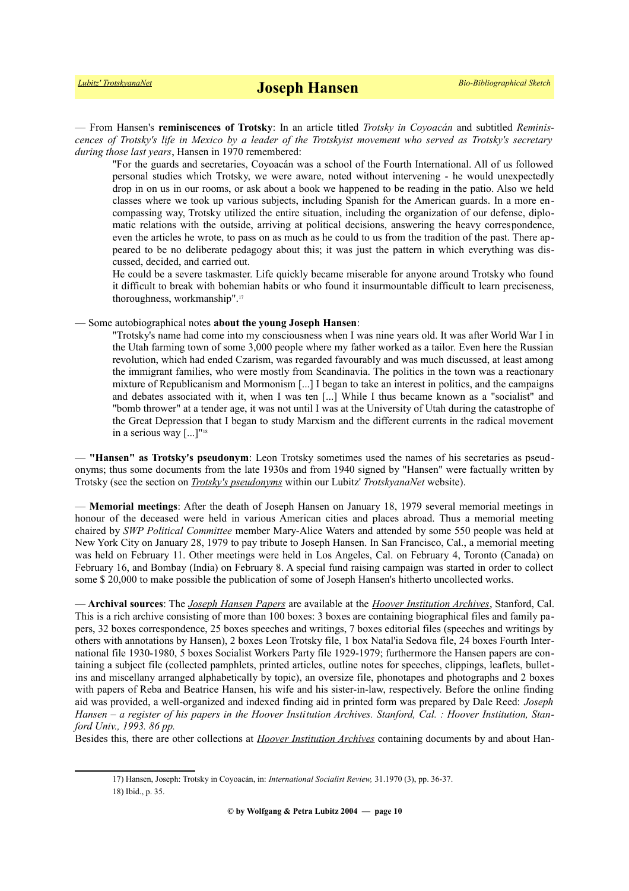— From Hansen's **reminiscences of Trotsky**: In an article titled *Trotsky in Coyoacán* and subtitled *Reminiscences of Trotsky's life in Mexico by a leader of the Trotskyist movement who served as Trotsky's secretary during those last years*, Hansen in 1970 remembered:

> "For the guards and secretaries, Coyoacán was a school of the Fourth International. All of us followed personal studies which Trotsky, we were aware, noted without intervening - he would unexpectedly drop in on us in our rooms, or ask about a book we happened to be reading in the patio. Also we held classes where we took up various subjects, including Spanish for the American guards. In a more encompassing way, Trotsky utilized the entire situation, including the organization of our defense, diplomatic relations with the outside, arriving at political decisions, answering the heavy correspondence, even the articles he wrote, to pass on as much as he could to us from the tradition of the past. There appeared to be no deliberate pedagogy about this; it was just the pattern in which everything was discussed, decided, and carried out.
>
> He could be a severe taskmaster. Life quickly became miserable for anyone around Trotsky who found it difficult to break with bohemian habits or who found it insurmountable difficult to learn preciseness, thoroughness, workmanship".[17]

— Some autobiographical notes **about the young Joseph Hansen**:

> "Trotsky's name had come into my consciousness when I was nine years old. It was after World War I in the Utah farming town of some 3,000 people where my father worked as a tailor. Even here the Russian revolution, which had ended Czarism, was regarded favourably and was much discussed, at least among the immigrant families, who were mostly from Scandinavia. The politics in the town was a reactionary mixture of Republicanism and Mormonism [...] I began to take an interest in politics, and the campaigns and debates associated with it, when I was ten [...] While I thus became known as a "socialist" and "bomb thrower" at a tender age, it was not until I was at the University of Utah during the catastrophe of the Great Depression that I began to study Marxism and the different currents in the radical movement in a serious way [...]"[18]

— **"Hansen" as Trotsky's pseudonym**: Leon Trotsky sometimes used the names of his secretaries as pseudonyms; thus some documents from the late 1930s and from 1940 signed by "Hansen" were factually written by Trotsky (see the section on *Trotsky's pseudonyms* within our Lubitz' *TrotskyanaNet* website).

— **Memorial meetings**: After the death of Joseph Hansen on January 18, 1979 several memorial meetings in honour of the deceased were held in various American cities and places abroad. Thus a memorial meeting chaired by *SWP Political Committee* member Mary-Alice Waters and attended by some 550 people was held at New York City on January 28, 1979 to pay tribute to Joseph Hansen. In San Francisco, Cal., a memorial meeting was held on February 11. Other meetings were held in Los Angeles, Cal. on February 4, Toronto (Canada) on February 16, and Bombay (India) on February 8. A special fund raising campaign was started in order to collect some $ 20,000 to make possible the publication of some of Joseph Hansen's hitherto uncollected works.

— **Archival sources**: The *Joseph Hansen Papers* are available at the *Hoover Institution Archives*, Stanford, Cal. This is a rich archive consisting of more than 100 boxes: 3 boxes are containing biographical files and family papers, 32 boxes correspondence, 25 boxes speeches and writings, 7 boxes editorial files (speeches and writings by others with annotations by Hansen), 2 boxes Leon Trotsky file, 1 box Natal'ia Sedova file, 24 boxes Fourth International file 1930-1980, 5 boxes Socialist Workers Party file 1929-1979; furthermore the Hansen papers are containing a subject file (collected pamphlets, printed articles, outline notes for speeches, clippings, leaflets, bulletins and miscellany arranged alphabetically by topic), an oversize file, phonotapes and photographs and 2 boxes with papers of Reba and Beatrice Hansen, his wife and his sister-in-law, respectively. Before the online finding aid was provided, a well-organized and indexed finding aid in printed form was prepared by Dale Reed: *Joseph Hansen – a register of his papers in the Hoover Institution Archives. Stanford, Cal. : Hoover Institution, Stanford Univ., 1993. 86 pp.*

Besides this, there are other collections at *Hoover Institution Archives* containing documents by and about Han-

---

17) Hansen, Joseph: Trotsky in Coyoacán, in: *International Socialist Review,* 31.1970 (3), pp. 36-37.

18) Ibid., p. 35.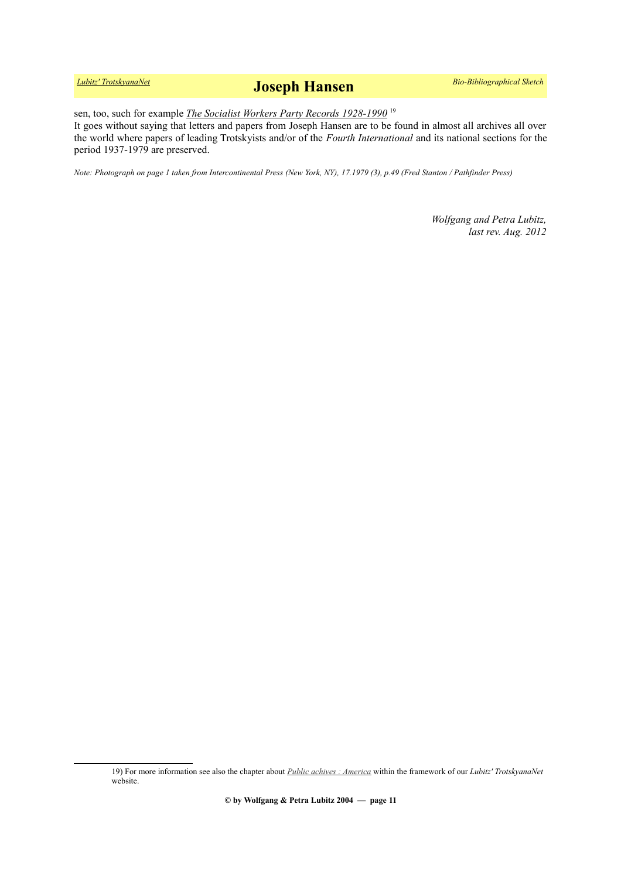sen, too, such for example *The Socialist Workers Party Records 1928-1990* [19]

It goes without saying that letters and papers from Joseph Hansen are to be found in almost all archives all over the world where papers of leading Trotskyists and/or of the *Fourth International* and its national sections for the period 1937-1979 are preserved.

*Note: Photograph on page 1 taken from Intercontinental Press (New York, NY), 17.1979 (3), p.49 (Fred Stanton / Pathfinder Press)*

*Wolfgang and Petra Lubitz,*
*last rev. Aug. 2012*

---

19) For more information see also the chapter about *Public achives : America* within the framework of our *Lubitz' TrotskyanaNet* website.